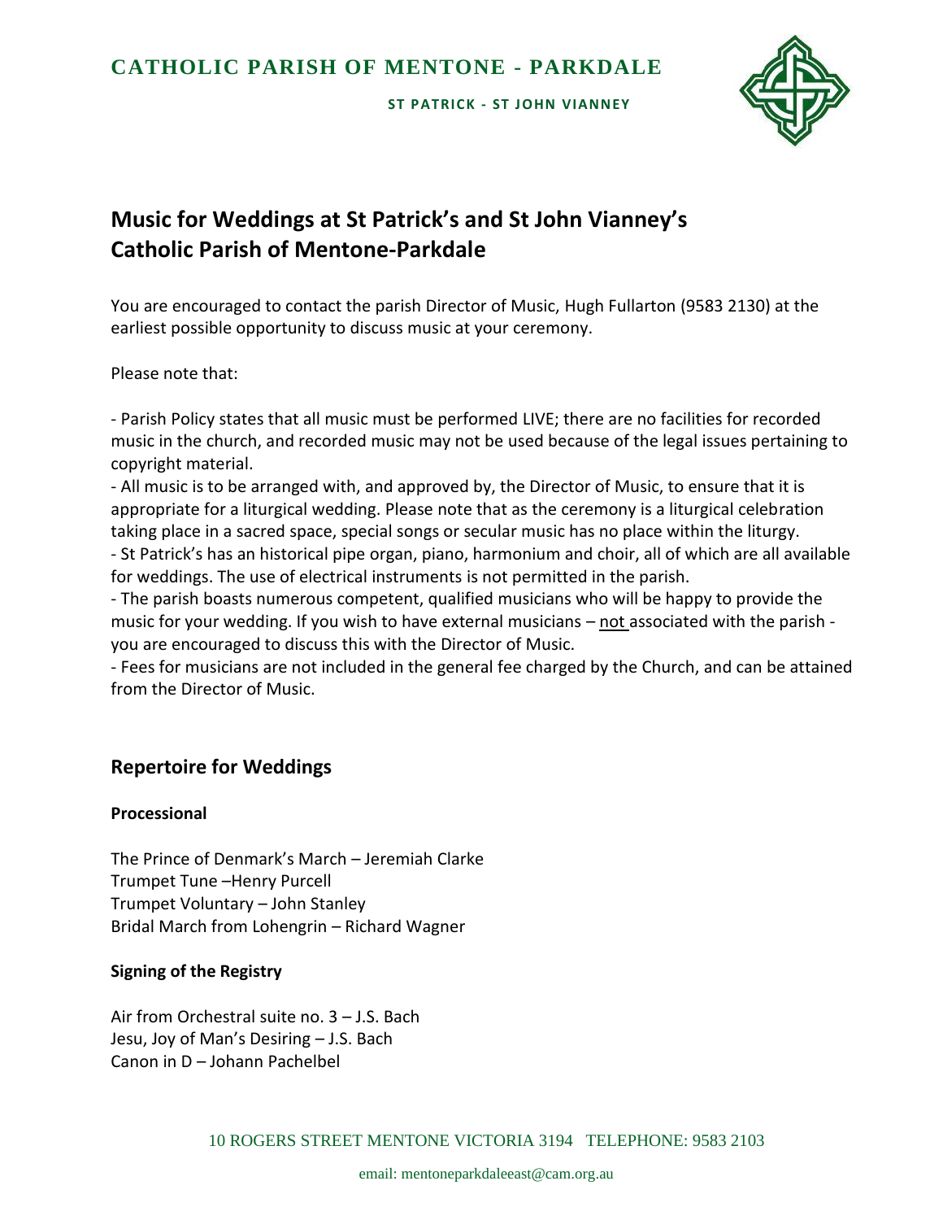# CATHOLIC PARISH OF MENTONE - PARKDALE

**ST PATRICK - ST JOHN VIANNEY**

## Music for Weddings at St Patrick's and St John Vianney's Catholic Parish of Mentone-Parkdale

You are encouraged to contact the parish Director of Music, Hugh Fullarton (9583 2130) at the earliest possible opportunity to discuss music at your ceremony.

Please note that:

- Parish Policy states that all music must be performed LIVE; there are no facilities for recorded music in the church, and recorded music may not be used because of the legal issues pertaining to copyright material.
- All music is to be arranged with, and approved by, the Director of Music, to ensure that it is appropriate for a liturgical wedding. Please note that as the ceremony is a liturgical celebration taking place in a sacred space, special songs or secular music has no place within the liturgy.
- St Patrick's has an historical pipe organ, piano, harmonium and choir, all of which are all available for weddings. The use of electrical instruments is not permitted in the parish.
- The parish boasts numerous competent, qualified musicians who will be happy to provide the music for your wedding. If you wish to have external musicians – not associated with the parish - you are encouraged to discuss this with the Director of Music.
- Fees for musicians are not included in the general fee charged by the Church, and can be attained from the Director of Music.

## Repertoire for Weddings

### Processional

The Prince of Denmark's March – Jeremiah Clarke
Trumpet Tune –Henry Purcell
Trumpet Voluntary – John Stanley
Bridal March from Lohengrin – Richard Wagner

### Signing of the Registry

Air from Orchestral suite no. 3 – J.S. Bach
Jesu, Joy of Man's Desiring – J.S. Bach
Canon in D – Johann Pachelbel

10 ROGERS STREET MENTONE VICTORIA 3194 TELEPHONE: 9583 2103

email: mentoneparkdaleeast@cam.org.au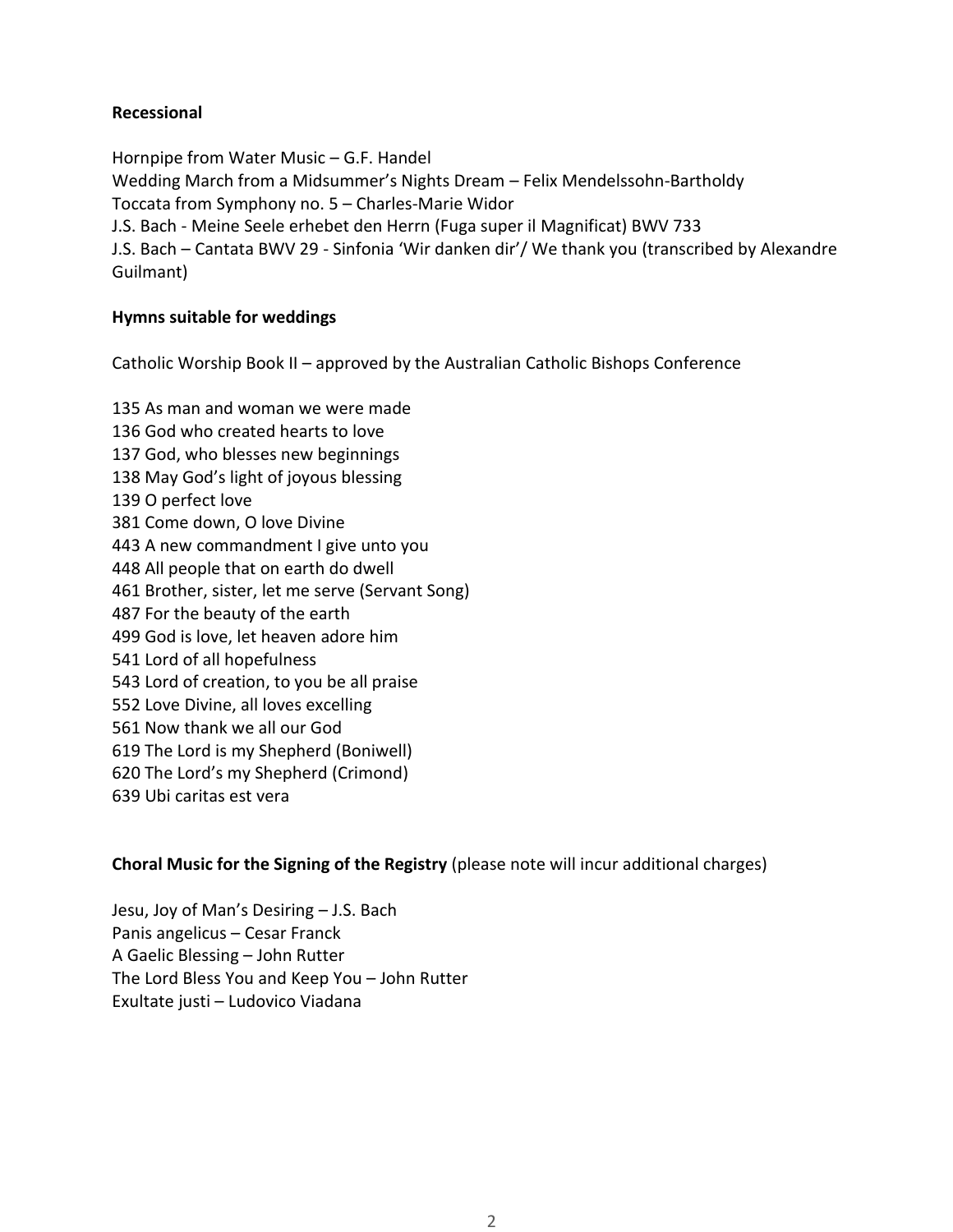**Recessional**

Hornpipe from Water Music – G.F. Handel
Wedding March from a Midsummer's Nights Dream – Felix Mendelssohn-Bartholdy
Toccata from Symphony no. 5 – Charles-Marie Widor
J.S. Bach - Meine Seele erhebet den Herrn (Fuga super il Magnificat) BWV 733
J.S. Bach – Cantata BWV 29 - Sinfonia 'Wir danken dir'/ We thank you (transcribed by Alexandre Guilmant)

**Hymns suitable for weddings**

Catholic Worship Book II – approved by the Australian Catholic Bishops Conference

135 As man and woman we were made
136 God who created hearts to love
137 God, who blesses new beginnings
138 May God's light of joyous blessing
139 O perfect love
381 Come down, O love Divine
443 A new commandment I give unto you
448 All people that on earth do dwell
461 Brother, sister, let me serve (Servant Song)
487 For the beauty of the earth
499 God is love, let heaven adore him
541 Lord of all hopefulness
543 Lord of creation, to you be all praise
552 Love Divine, all loves excelling
561 Now thank we all our God
619 The Lord is my Shepherd (Boniwell)
620 The Lord's my Shepherd (Crimond)
639 Ubi caritas est vera

**Choral Music for the Signing of the Registry** (please note will incur additional charges)

Jesu, Joy of Man's Desiring – J.S. Bach
Panis angelicus – Cesar Franck
A Gaelic Blessing – John Rutter
The Lord Bless You and Keep You – John Rutter
Exultate justi – Ludovico Viadana